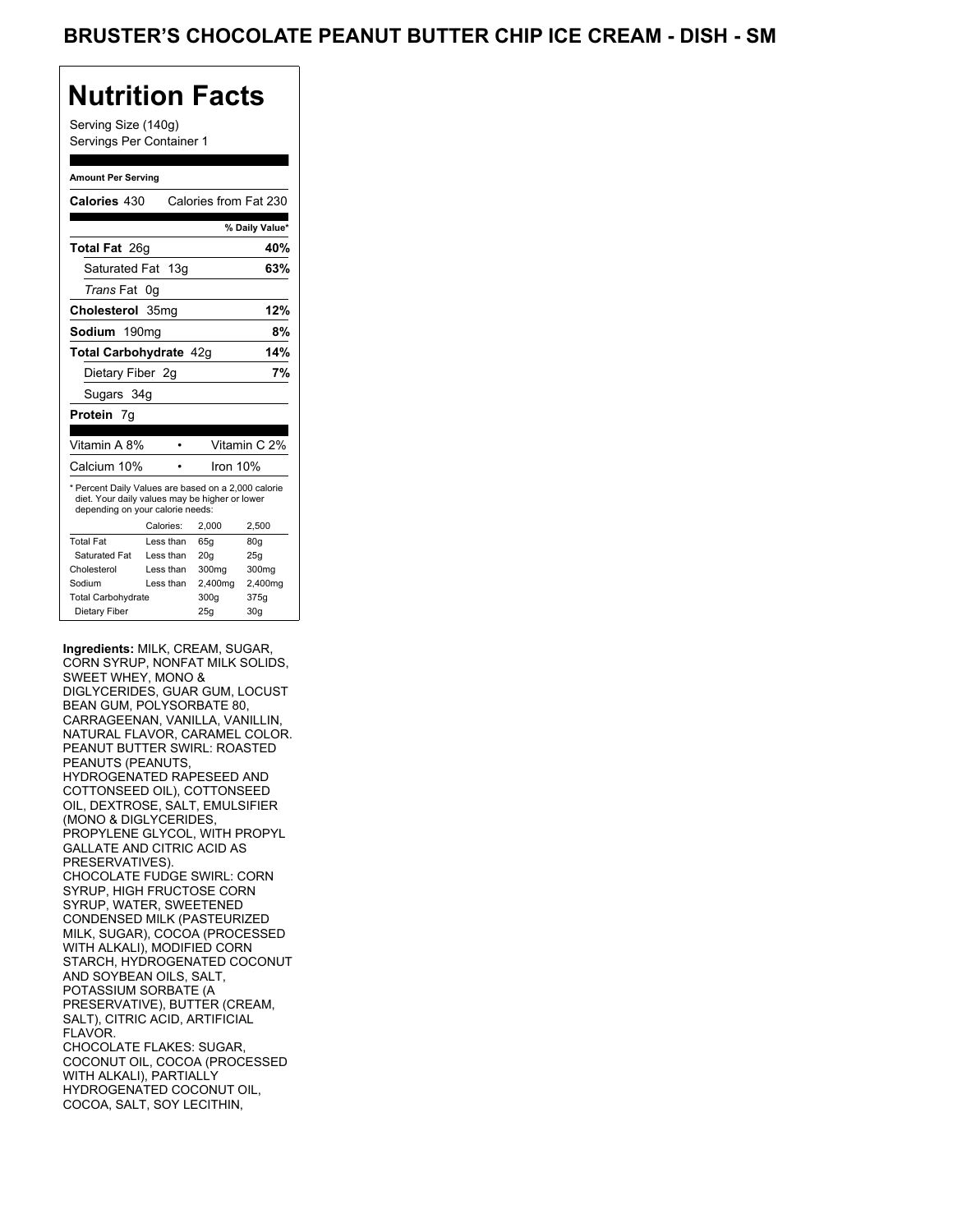# BRUSTER'S CHOCOLATE PEANUT BUTTER CHIP ICE CREAM - DISH - SM

## Nutrition Facts

Serving Size (140g)
Servings Per Container 1

**Amount Per Serving**

**Calories** 430 Calories from Fat 230

| | % Daily Value* |
|---|---|
| **Total Fat** 26g | **40%** |
| Saturated Fat 13g | **63%** |
| *Trans* Fat 0g | |
| **Cholesterol** 35mg | **12%** |
| **Sodium** 190mg | **8%** |
| **Total Carbohydrate** 42g | **14%** |
| Dietary Fiber 2g | **7%** |
| Sugars 34g | |
| **Protein** 7g | |

| | |
|---|---|
| Vitamin A 8% | Vitamin C 2% |
| Calcium 10% | Iron 10% |

* Percent Daily Values are based on a 2,000 calorie diet. Your daily values may be higher or lower depending on your calorie needs:

| | Calories: | 2,000 | 2,500 |
|---|---|---|---|
| Total Fat | Less than | 65g | 80g |
| Saturated Fat | Less than | 20g | 25g |
| Cholesterol | Less than | 300mg | 300mg |
| Sodium | Less than | 2,400mg | 2,400mg |
| Total Carbohydrate | | 300g | 375g |
| Dietary Fiber | | 25g | 30g |

**Ingredients:** MILK, CREAM, SUGAR, CORN SYRUP, NONFAT MILK SOLIDS, SWEET WHEY, MONO & DIGLYCERIDES, GUAR GUM, LOCUST BEAN GUM, POLYSORBATE 80, CARRAGEENAN, VANILLA, VANILLIN, NATURAL FLAVOR, CARAMEL COLOR.
PEANUT BUTTER SWIRL: ROASTED PEANUTS (PEANUTS, HYDROGENATED RAPESEED AND COTTONSEED OIL), COTTONSEED OIL, DEXTROSE, SALT, EMULSIFIER (MONO & DIGLYCERIDES, PROPYLENE GLYCOL, WITH PROPYL GALLATE AND CITRIC ACID AS PRESERVATIVES).
CHOCOLATE FUDGE SWIRL: CORN SYRUP, HIGH FRUCTOSE CORN SYRUP, WATER, SWEETENED CONDENSED MILK (PASTEURIZED MILK, SUGAR), COCOA (PROCESSED WITH ALKALI), MODIFIED CORN STARCH, HYDROGENATED COCONUT AND SOYBEAN OILS, SALT, POTASSIUM SORBATE (A PRESERVATIVE), BUTTER (CREAM, SALT), CITRIC ACID, ARTIFICIAL FLAVOR.
CHOCOLATE FLAKES: SUGAR, COCONUT OIL, COCOA (PROCESSED WITH ALKALI), PARTIALLY HYDROGENATED COCONUT OIL, COCOA, SALT, SOY LECITHIN,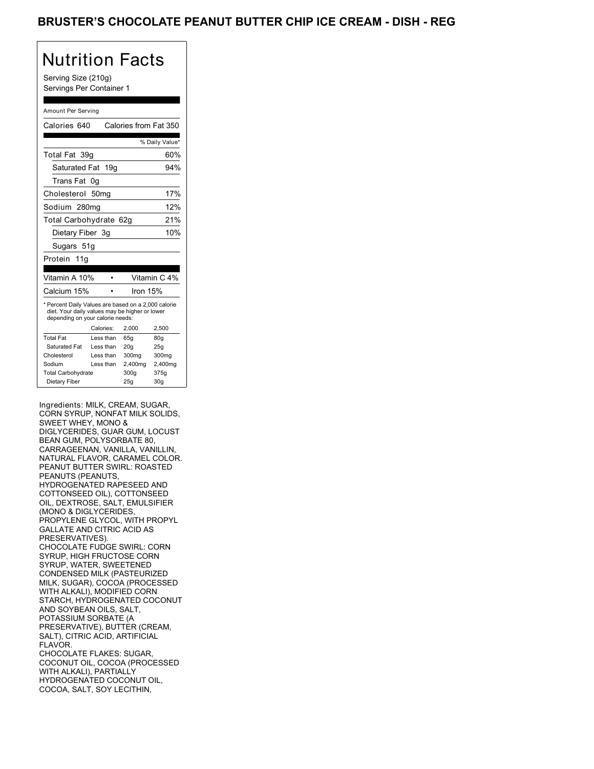# BRUSTER'S CHOCOLATE PEANUT BUTTER CHIP ICE CREAM - DISH - REG

## Nutrition Facts

Serving Size (210g)
Servings Per Container 1

Amount Per Serving

| | |
|---|---|
| Calories 640 | Calories from Fat 350 |
| | % Daily Value* |
| Total Fat 39g | 60% |
| Saturated Fat 19g | 94% |
| Trans Fat 0g | |
| Cholesterol 50mg | 17% |
| Sodium 280mg | 12% |
| Total Carbohydrate 62g | 21% |
| Dietary Fiber 3g | 10% |
| Sugars 51g | |
| Protein 11g | |

| | |
|---|---|
| Vitamin A 10% | Vitamin C 4% |
| Calcium 15% | Iron 15% |

* Percent Daily Values are based on a 2,000 calorie diet. Your daily values may be higher or lower depending on your calorie needs:

| | Calories: | 2,000 | 2,500 |
|---|---|---|---|
| Total Fat | Less than | 65g | 80g |
| Saturated Fat | Less than | 20g | 25g |
| Cholesterol | Less than | 300mg | 300mg |
| Sodium | Less than | 2,400mg | 2,400mg |
| Total Carbohydrate | | 300g | 375g |
| Dietary Fiber | | 25g | 30g |

Ingredients: MILK, CREAM, SUGAR, CORN SYRUP, NONFAT MILK SOLIDS, SWEET WHEY, MONO & DIGLYCERIDES, GUAR GUM, LOCUST BEAN GUM, POLYSORBATE 80, CARRAGEENAN, VANILLA, VANILLIN, NATURAL FLAVOR, CARAMEL COLOR. PEANUT BUTTER SWIRL: ROASTED PEANUTS (PEANUTS, HYDROGENATED RAPESEED AND COTTONSEED OIL), COTTONSEED OIL, DEXTROSE, SALT, EMULSIFIER (MONO & DIGLYCERIDES, PROPYLENE GLYCOL, WITH PROPYL GALLATE AND CITRIC ACID AS PRESERVATIVES).
CHOCOLATE FUDGE SWIRL: CORN SYRUP, HIGH FRUCTOSE CORN SYRUP, WATER, SWEETENED CONDENSED MILK (PASTEURIZED MILK, SUGAR), COCOA (PROCESSED WITH ALKALI), MODIFIED CORN STARCH, HYDROGENATED COCONUT AND SOYBEAN OILS, SALT, POTASSIUM SORBATE (A PRESERVATIVE), BUTTER (CREAM, SALT), CITRIC ACID, ARTIFICIAL FLAVOR.
CHOCOLATE FLAKES: SUGAR, COCONUT OIL, COCOA (PROCESSED WITH ALKALI), PARTIALLY HYDROGENATED COCONUT OIL, COCOA, SALT, SOY LECITHIN,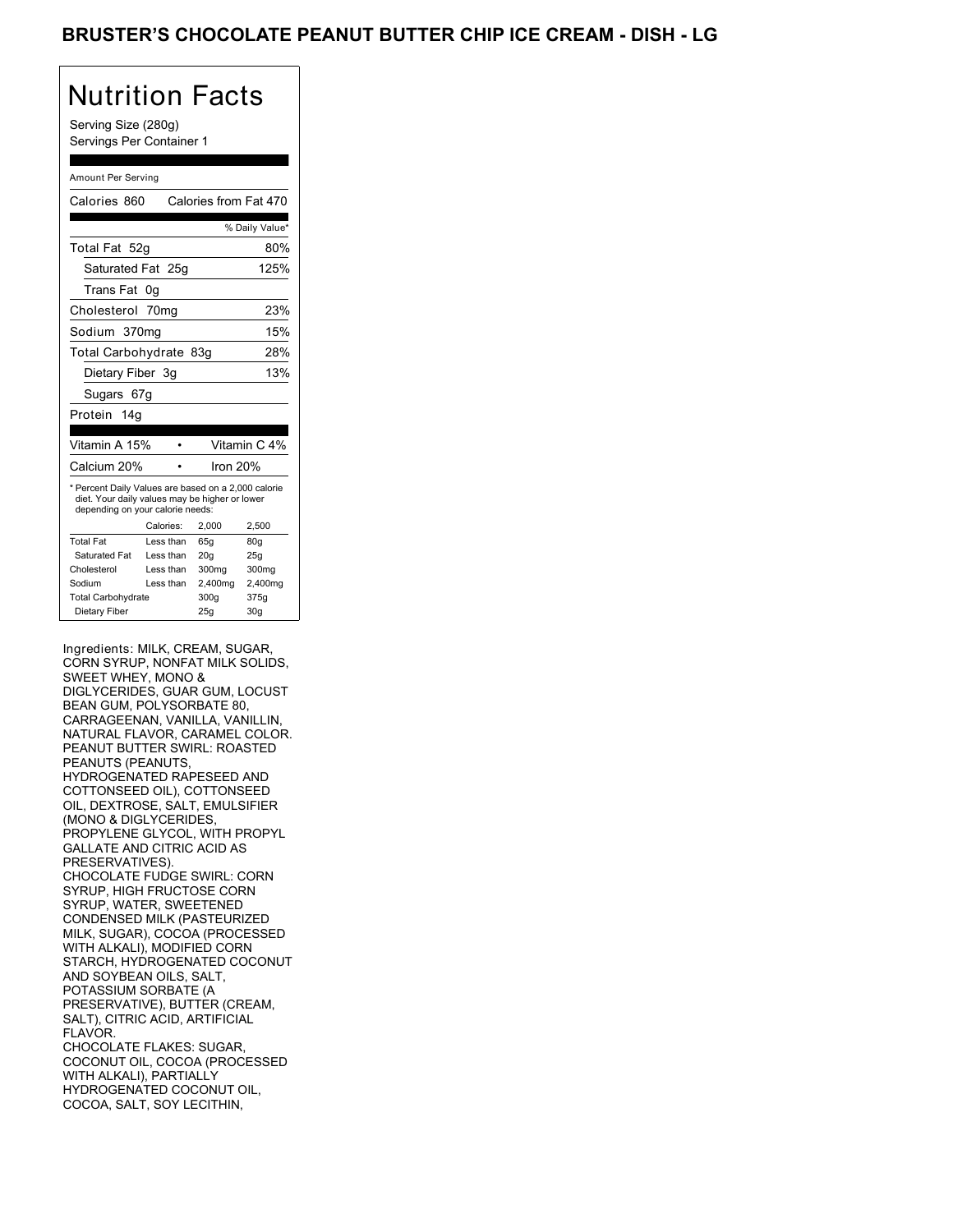# BRUSTER'S CHOCOLATE PEANUT BUTTER CHIP ICE CREAM - DISH - LG

## Nutrition Facts

Serving Size (280g)
Servings Per Container 1

Amount Per Serving

| | |
|---|---|
| Calories 860 | Calories from Fat 470 |
| | % Daily Value* |
| Total Fat 52g | 80% |
| Saturated Fat 25g | 125% |
| Trans Fat 0g | |
| Cholesterol 70mg | 23% |
| Sodium 370mg | 15% |
| Total Carbohydrate 83g | 28% |
| Dietary Fiber 3g | 13% |
| Sugars 67g | |
| Protein 14g | |

| | |
|---|---|
| Vitamin A 15% | Vitamin C 4% |
| Calcium 20% | Iron 20% |

* Percent Daily Values are based on a 2,000 calorie diet. Your daily values may be higher or lower depending on your calorie needs:

| | Calories: | 2,000 | 2,500 |
|---|---|---|---|
| Total Fat | Less than | 65g | 80g |
| Saturated Fat | Less than | 20g | 25g |
| Cholesterol | Less than | 300mg | 300mg |
| Sodium | Less than | 2,400mg | 2,400mg |
| Total Carbohydrate | | 300g | 375g |
| Dietary Fiber | | 25g | 30g |

Ingredients: MILK, CREAM, SUGAR, CORN SYRUP, NONFAT MILK SOLIDS, SWEET WHEY, MONO & DIGLYCERIDES, GUAR GUM, LOCUST BEAN GUM, POLYSORBATE 80, CARRAGEENAN, VANILLA, VANILLIN, NATURAL FLAVOR, CARAMEL COLOR. PEANUT BUTTER SWIRL: ROASTED PEANUTS (PEANUTS, HYDROGENATED RAPESEED AND COTTONSEED OIL), COTTONSEED OIL, DEXTROSE, SALT, EMULSIFIER (MONO & DIGLYCERIDES, PROPYLENE GLYCOL, WITH PROPYL GALLATE AND CITRIC ACID AS PRESERVATIVES).
CHOCOLATE FUDGE SWIRL: CORN SYRUP, HIGH FRUCTOSE CORN SYRUP, WATER, SWEETENED CONDENSED MILK (PASTEURIZED MILK, SUGAR), COCOA (PROCESSED WITH ALKALI), MODIFIED CORN STARCH, HYDROGENATED COCONUT AND SOYBEAN OILS, SALT, POTASSIUM SORBATE (A PRESERVATIVE), BUTTER (CREAM, SALT), CITRIC ACID, ARTIFICIAL FLAVOR.
CHOCOLATE FLAKES: SUGAR, COCONUT OIL, COCOA (PROCESSED WITH ALKALI), PARTIALLY HYDROGENATED COCONUT OIL, COCOA, SALT, SOY LECITHIN,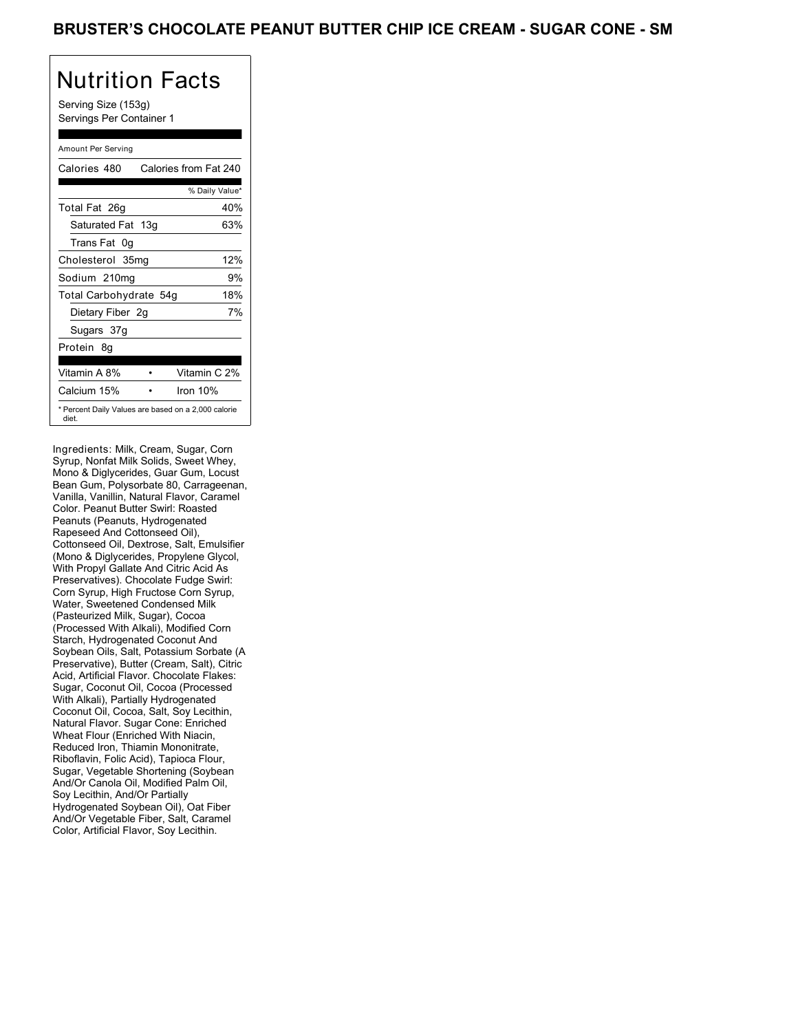# BRUSTER'S CHOCOLATE PEANUT BUTTER CHIP ICE CREAM - SUGAR CONE - SM

## Nutrition Facts

Serving Size (153g)
Servings Per Container 1

Amount Per Serving

| Calories 480 | Calories from Fat 240 |
|---|---|
| | % Daily Value* |
| Total Fat 26g | 40% |
| Saturated Fat 13g | 63% |
| Trans Fat 0g | |
| Cholesterol 35mg | 12% |
| Sodium 210mg | 9% |
| Total Carbohydrate 54g | 18% |
| Dietary Fiber 2g | 7% |
| Sugars 37g | |
| Protein 8g | |
| Vitamin A 8% • | Vitamin C 2% |
| Calcium 15% • | Iron 10% |

* Percent Daily Values are based on a 2,000 calorie diet.

Ingredients: Milk, Cream, Sugar, Corn Syrup, Nonfat Milk Solids, Sweet Whey, Mono & Diglycerides, Guar Gum, Locust Bean Gum, Polysorbate 80, Carrageenan, Vanilla, Vanillin, Natural Flavor, Caramel Color. Peanut Butter Swirl: Roasted Peanuts (Peanuts, Hydrogenated Rapeseed And Cottonseed Oil), Cottonseed Oil, Dextrose, Salt, Emulsifier (Mono & Diglycerides, Propylene Glycol, With Propyl Gallate And Citric Acid As Preservatives). Chocolate Fudge Swirl: Corn Syrup, High Fructose Corn Syrup, Water, Sweetened Condensed Milk (Pasteurized Milk, Sugar), Cocoa (Processed With Alkali), Modified Corn Starch, Hydrogenated Coconut And Soybean Oils, Salt, Potassium Sorbate (A Preservative), Butter (Cream, Salt), Citric Acid, Artificial Flavor. Chocolate Flakes: Sugar, Coconut Oil, Cocoa (Processed With Alkali), Partially Hydrogenated Coconut Oil, Cocoa, Salt, Soy Lecithin, Natural Flavor. Sugar Cone: Enriched Wheat Flour (Enriched With Niacin, Reduced Iron, Thiamin Mononitrate, Riboflavin, Folic Acid), Tapioca Flour, Sugar, Vegetable Shortening (Soybean And/Or Canola Oil, Modified Palm Oil, Soy Lecithin, And/Or Partially Hydrogenated Soybean Oil), Oat Fiber And/Or Vegetable Fiber, Salt, Caramel Color, Artificial Flavor, Soy Lecithin.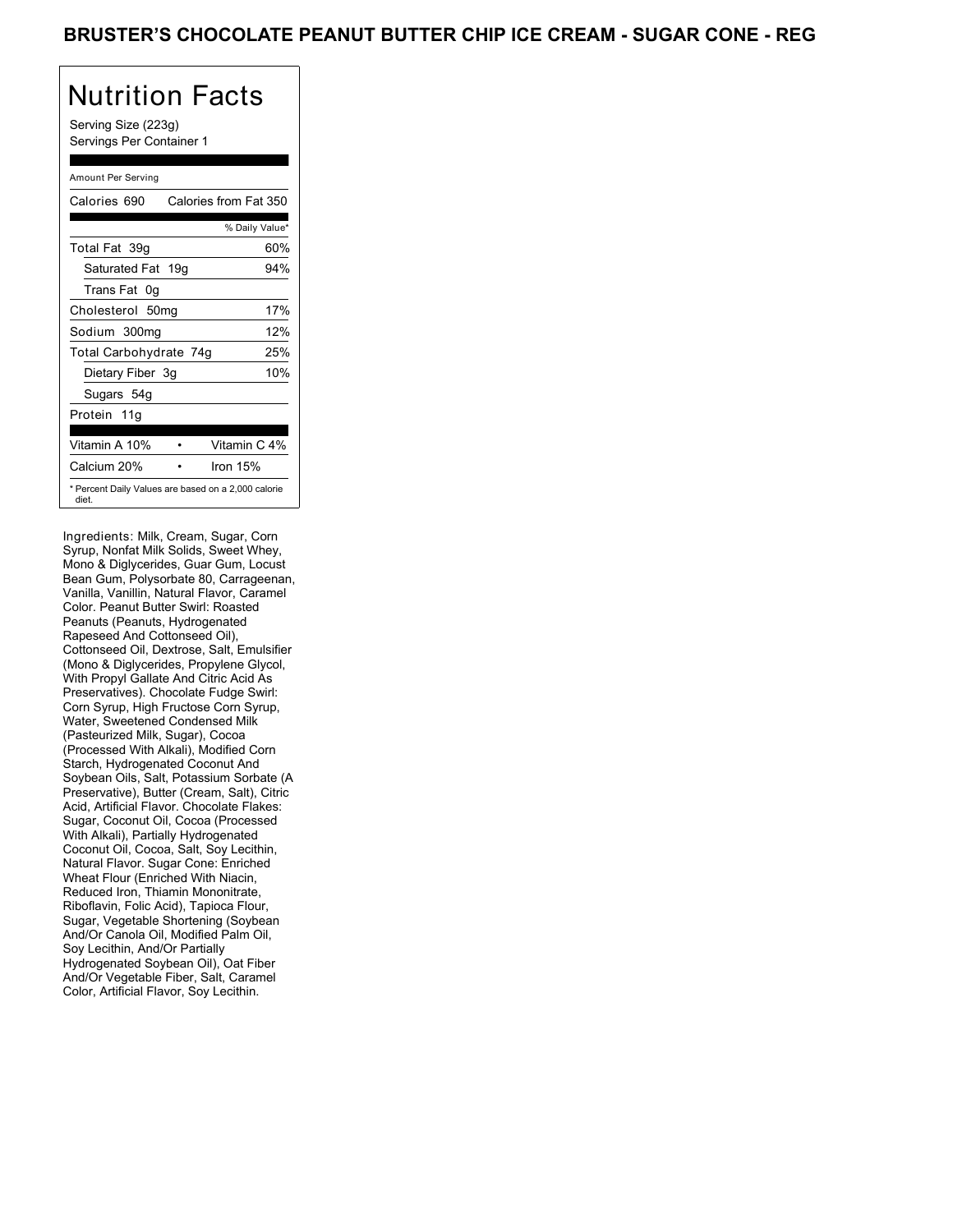# BRUSTER'S CHOCOLATE PEANUT BUTTER CHIP ICE CREAM - SUGAR CONE - REG

## Nutrition Facts

Serving Size (223g)
Servings Per Container 1

Amount Per Serving

| Calories 690 | Calories from Fat 350 |
|---|---|
| | % Daily Value* |
| Total Fat 39g | 60% |
| Saturated Fat 19g | 94% |
| Trans Fat 0g | |
| Cholesterol 50mg | 17% |
| Sodium 300mg | 12% |
| Total Carbohydrate 74g | 25% |
| Dietary Fiber 3g | 10% |
| Sugars 54g | |
| Protein 11g | |

| Vitamin A 10% | • | Vitamin C 4% |
|---|---|---|
| Calcium 20% | • | Iron 15% |

* Percent Daily Values are based on a 2,000 calorie diet.

Ingredients: Milk, Cream, Sugar, Corn Syrup, Nonfat Milk Solids, Sweet Whey, Mono & Diglycerides, Guar Gum, Locust Bean Gum, Polysorbate 80, Carrageenan, Vanilla, Vanillin, Natural Flavor, Caramel Color. Peanut Butter Swirl: Roasted Peanuts (Peanuts, Hydrogenated Rapeseed And Cottonseed Oil), Cottonseed Oil, Dextrose, Salt, Emulsifier (Mono & Diglycerides, Propylene Glycol, With Propyl Gallate And Citric Acid As Preservatives). Chocolate Fudge Swirl: Corn Syrup, High Fructose Corn Syrup, Water, Sweetened Condensed Milk (Pasteurized Milk, Sugar), Cocoa (Processed With Alkali), Modified Corn Starch, Hydrogenated Coconut And Soybean Oils, Salt, Potassium Sorbate (A Preservative), Butter (Cream, Salt), Citric Acid, Artificial Flavor. Chocolate Flakes: Sugar, Coconut Oil, Cocoa (Processed With Alkali), Partially Hydrogenated Coconut Oil, Cocoa, Salt, Soy Lecithin, Natural Flavor. Sugar Cone: Enriched Wheat Flour (Enriched With Niacin, Reduced Iron, Thiamin Mononitrate, Riboflavin, Folic Acid), Tapioca Flour, Sugar, Vegetable Shortening (Soybean And/Or Canola Oil, Modified Palm Oil, Soy Lecithin, And/Or Partially Hydrogenated Soybean Oil), Oat Fiber And/Or Vegetable Fiber, Salt, Caramel Color, Artificial Flavor, Soy Lecithin.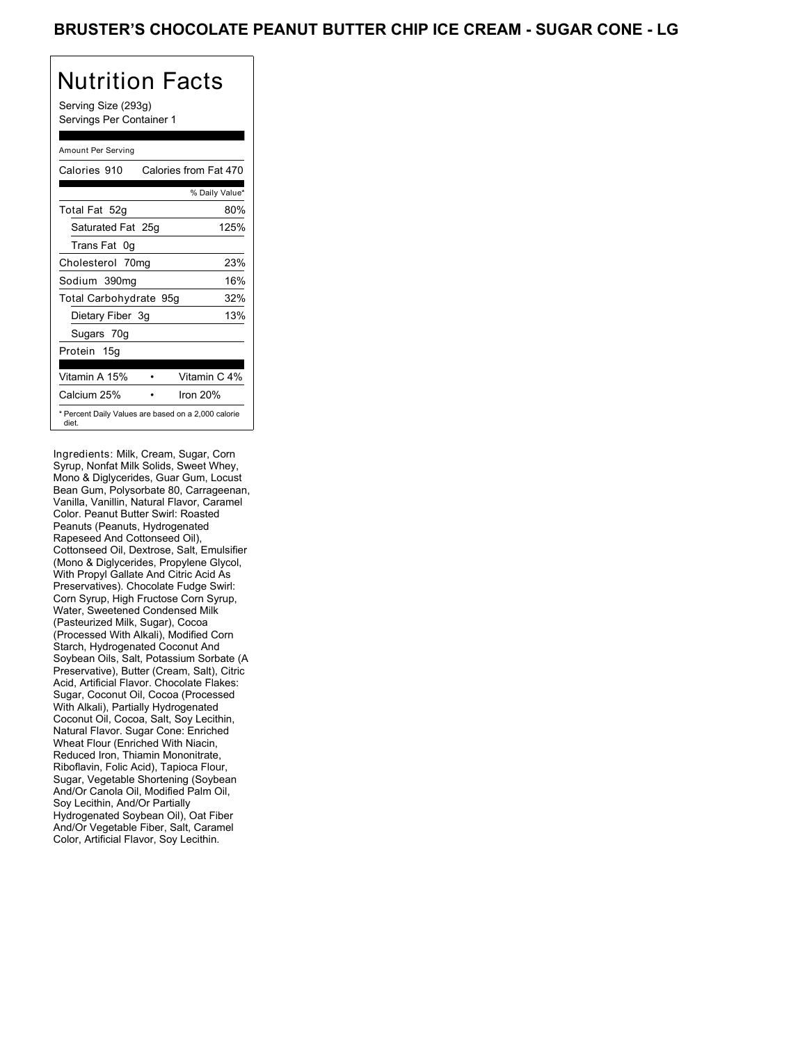# BRUSTER'S CHOCOLATE PEANUT BUTTER CHIP ICE CREAM - SUGAR CONE - LG

## Nutrition Facts

Serving Size (293g)
Servings Per Container 1

Amount Per Serving

| Calories 910 | Calories from Fat 470 |
|---|---|
| | % Daily Value* |
| Total Fat 52g | 80% |
| Saturated Fat 25g | 125% |
| Trans Fat 0g | |
| Cholesterol 70mg | 23% |
| Sodium 390mg | 16% |
| Total Carbohydrate 95g | 32% |
| Dietary Fiber 3g | 13% |
| Sugars 70g | |
| Protein 15g | |

| Vitamin A 15% | Vitamin C 4% |
|---|---|
| Calcium 25% | Iron 20% |

* Percent Daily Values are based on a 2,000 calorie diet.

Ingredients: Milk, Cream, Sugar, Corn Syrup, Nonfat Milk Solids, Sweet Whey, Mono & Diglycerides, Guar Gum, Locust Bean Gum, Polysorbate 80, Carrageenan, Vanilla, Vanillin, Natural Flavor, Caramel Color. Peanut Butter Swirl: Roasted Peanuts (Peanuts, Hydrogenated Rapeseed And Cottonseed Oil), Cottonseed Oil, Dextrose, Salt, Emulsifier (Mono & Diglycerides, Propylene Glycol, With Propyl Gallate And Citric Acid As Preservatives). Chocolate Fudge Swirl: Corn Syrup, High Fructose Corn Syrup, Water, Sweetened Condensed Milk (Pasteurized Milk, Sugar), Cocoa (Processed With Alkali), Modified Corn Starch, Hydrogenated Coconut And Soybean Oils, Salt, Potassium Sorbate (A Preservative), Butter (Cream, Salt), Citric Acid, Artificial Flavor. Chocolate Flakes: Sugar, Coconut Oil, Cocoa (Processed With Alkali), Partially Hydrogenated Coconut Oil, Cocoa, Salt, Soy Lecithin, Natural Flavor. Sugar Cone: Enriched Wheat Flour (Enriched With Niacin, Reduced Iron, Thiamin Mononitrate, Riboflavin, Folic Acid), Tapioca Flour, Sugar, Vegetable Shortening (Soybean And/Or Canola Oil, Modified Palm Oil, Soy Lecithin, And/Or Partially Hydrogenated Soybean Oil), Oat Fiber And/Or Vegetable Fiber, Salt, Caramel Color, Artificial Flavor, Soy Lecithin.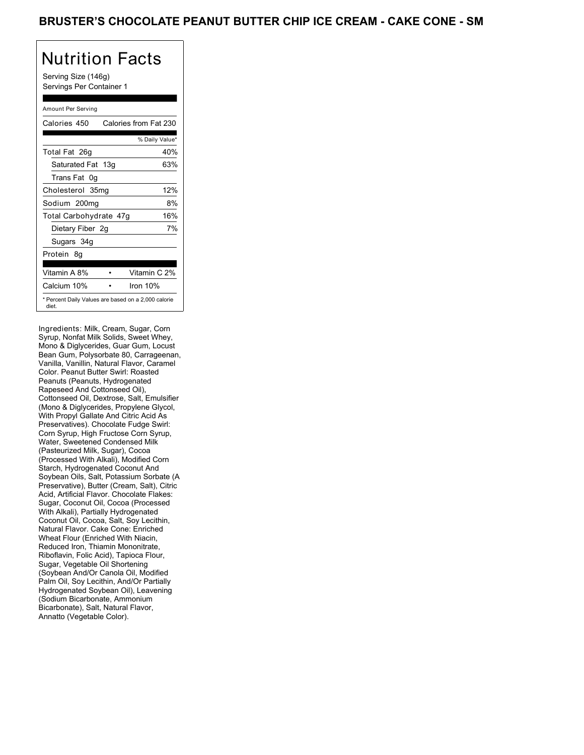# BRUSTER'S CHOCOLATE PEANUT BUTTER CHIP ICE CREAM - CAKE CONE - SM

## Nutrition Facts

Serving Size (146g)
Servings Per Container 1

| Amount Per Serving | |
|---|---|
| Calories 450 | Calories from Fat 230 |
| | % Daily Value* |
| Total Fat 26g | 40% |
| Saturated Fat 13g | 63% |
| Trans Fat 0g | |
| Cholesterol 35mg | 12% |
| Sodium 200mg | 8% |
| Total Carbohydrate 47g | 16% |
| Dietary Fiber 2g | 7% |
| Sugars 34g | |
| Protein 8g | |
| Vitamin A 8% | Vitamin C 2% |
| Calcium 10% | Iron 10% |

\* Percent Daily Values are based on a 2,000 calorie diet.

Ingredients: Milk, Cream, Sugar, Corn Syrup, Nonfat Milk Solids, Sweet Whey, Mono & Diglycerides, Guar Gum, Locust Bean Gum, Polysorbate 80, Carrageenan, Vanilla, Vanillin, Natural Flavor, Caramel Color. Peanut Butter Swirl: Roasted Peanuts (Peanuts, Hydrogenated Rapeseed And Cottonseed Oil), Cottonseed Oil, Dextrose, Salt, Emulsifier (Mono & Diglycerides, Propylene Glycol, With Propyl Gallate And Citric Acid As Preservatives). Chocolate Fudge Swirl: Corn Syrup, High Fructose Corn Syrup, Water, Sweetened Condensed Milk (Pasteurized Milk, Sugar), Cocoa (Processed With Alkali), Modified Corn Starch, Hydrogenated Coconut And Soybean Oils, Salt, Potassium Sorbate (A Preservative), Butter (Cream, Salt), Citric Acid, Artificial Flavor. Chocolate Flakes: Sugar, Coconut Oil, Cocoa (Processed With Alkali), Partially Hydrogenated Coconut Oil, Cocoa, Salt, Soy Lecithin, Natural Flavor. Cake Cone: Enriched Wheat Flour (Enriched With Niacin, Reduced Iron, Thiamin Mononitrate, Riboflavin, Folic Acid), Tapioca Flour, Sugar, Vegetable Oil Shortening (Soybean And/Or Canola Oil, Modified Palm Oil, Soy Lecithin, And/Or Partially Hydrogenated Soybean Oil), Leavening (Sodium Bicarbonate, Ammonium Bicarbonate), Salt, Natural Flavor, Annatto (Vegetable Color).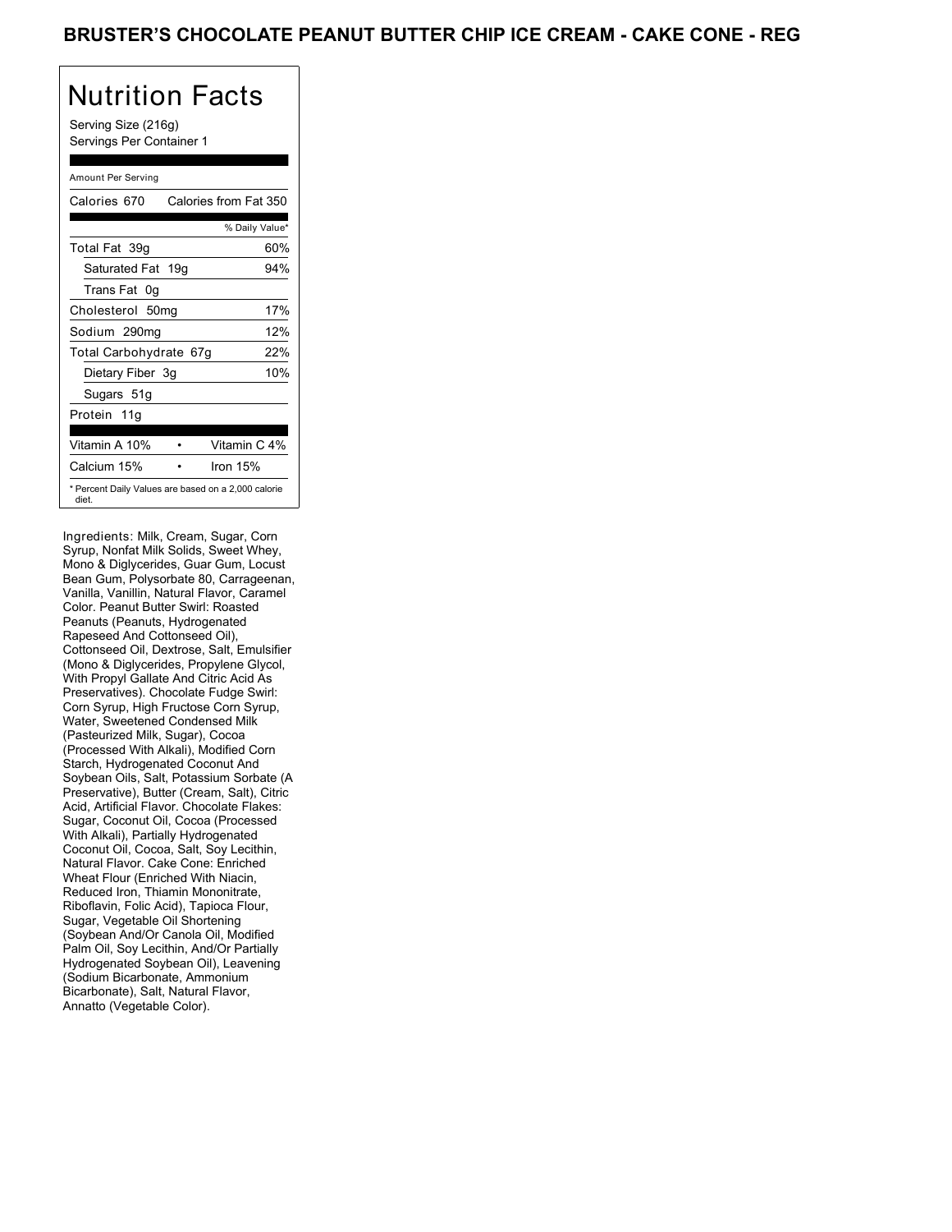# BRUSTER'S CHOCOLATE PEANUT BUTTER CHIP ICE CREAM - CAKE CONE - REG

## Nutrition Facts

Serving Size (216g)
Servings Per Container 1

| Amount Per Serving | |
|---|---|
| Calories 670 | Calories from Fat 350 |
| | % Daily Value* |
| Total Fat 39g | 60% |
| Saturated Fat 19g | 94% |
| Trans Fat 0g | |
| Cholesterol 50mg | 17% |
| Sodium 290mg | 12% |
| Total Carbohydrate 67g | 22% |
| Dietary Fiber 3g | 10% |
| Sugars 51g | |
| Protein 11g | |
| Vitamin A 10% | Vitamin C 4% |
| Calcium 15% | Iron 15% |

\* Percent Daily Values are based on a 2,000 calorie diet.

Ingredients: Milk, Cream, Sugar, Corn Syrup, Nonfat Milk Solids, Sweet Whey, Mono & Diglycerides, Guar Gum, Locust Bean Gum, Polysorbate 80, Carrageenan, Vanilla, Vanillin, Natural Flavor, Caramel Color. Peanut Butter Swirl: Roasted Peanuts (Peanuts, Hydrogenated Rapeseed And Cottonseed Oil), Cottonseed Oil, Dextrose, Salt, Emulsifier (Mono & Diglycerides, Propylene Glycol, With Propyl Gallate And Citric Acid As Preservatives). Chocolate Fudge Swirl: Corn Syrup, High Fructose Corn Syrup, Water, Sweetened Condensed Milk (Pasteurized Milk, Sugar), Cocoa (Processed With Alkali), Modified Corn Starch, Hydrogenated Coconut And Soybean Oils, Salt, Potassium Sorbate (A Preservative), Butter (Cream, Salt), Citric Acid, Artificial Flavor. Chocolate Flakes: Sugar, Coconut Oil, Cocoa (Processed With Alkali), Partially Hydrogenated Coconut Oil, Cocoa, Salt, Soy Lecithin, Natural Flavor. Cake Cone: Enriched Wheat Flour (Enriched With Niacin, Reduced Iron, Thiamin Mononitrate, Riboflavin, Folic Acid), Tapioca Flour, Sugar, Vegetable Oil Shortening (Soybean And/Or Canola Oil, Modified Palm Oil, Soy Lecithin, And/Or Partially Hydrogenated Soybean Oil), Leavening (Sodium Bicarbonate, Ammonium Bicarbonate), Salt, Natural Flavor, Annatto (Vegetable Color).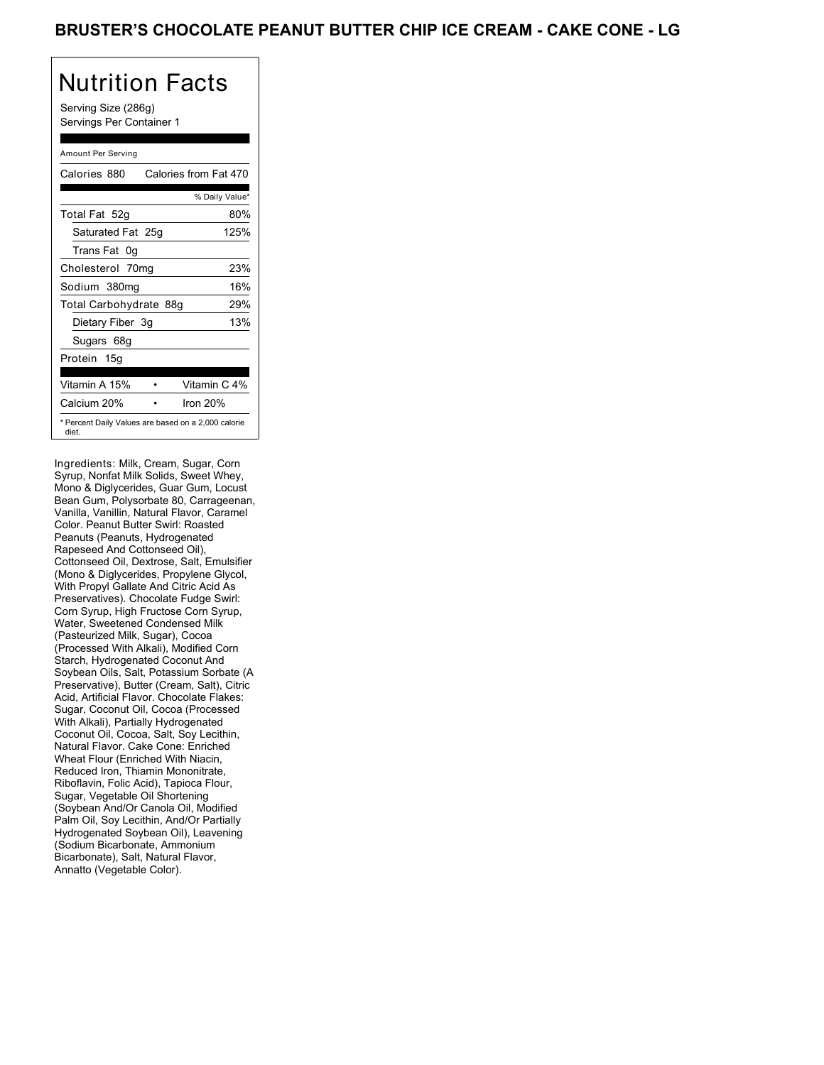# BRUSTER'S CHOCOLATE PEANUT BUTTER CHIP ICE CREAM - CAKE CONE - LG

## Nutrition Facts

Serving Size (286g)
Servings Per Container 1

Amount Per Serving

| Calories 880 | Calories from Fat 470 |
|---|---|
| | % Daily Value* |
| Total Fat 52g | 80% |
| Saturated Fat 25g | 125% |
| Trans Fat 0g | |
| Cholesterol 70mg | 23% |
| Sodium 380mg | 16% |
| Total Carbohydrate 88g | 29% |
| Dietary Fiber 3g | 13% |
| Sugars 68g | |
| Protein 15g | |

| Vitamin A 15% | • | Vitamin C 4% |
|---|---|---|
| Calcium 20% | • | Iron 20% |

* Percent Daily Values are based on a 2,000 calorie diet.

Ingredients: Milk, Cream, Sugar, Corn Syrup, Nonfat Milk Solids, Sweet Whey, Mono & Diglycerides, Guar Gum, Locust Bean Gum, Polysorbate 80, Carrageenan, Vanilla, Vanillin, Natural Flavor, Caramel Color. Peanut Butter Swirl: Roasted Peanuts (Peanuts, Hydrogenated Rapeseed And Cottonseed Oil), Cottonseed Oil, Dextrose, Salt, Emulsifier (Mono & Diglycerides, Propylene Glycol, With Propyl Gallate And Citric Acid As Preservatives). Chocolate Fudge Swirl: Corn Syrup, High Fructose Corn Syrup, Water, Sweetened Condensed Milk (Pasteurized Milk, Sugar), Cocoa (Processed With Alkali), Modified Corn Starch, Hydrogenated Coconut And Soybean Oils, Salt, Potassium Sorbate (A Preservative), Butter (Cream, Salt), Citric Acid, Artificial Flavor. Chocolate Flakes: Sugar, Coconut Oil, Cocoa (Processed With Alkali), Partially Hydrogenated Coconut Oil, Cocoa, Salt, Soy Lecithin, Natural Flavor. Cake Cone: Enriched Wheat Flour (Enriched With Niacin, Reduced Iron, Thiamin Mononitrate, Riboflavin, Folic Acid), Tapioca Flour, Sugar, Vegetable Oil Shortening (Soybean And/Or Canola Oil, Modified Palm Oil, Soy Lecithin, And/Or Partially Hydrogenated Soybean Oil), Leavening (Sodium Bicarbonate, Ammonium Bicarbonate), Salt, Natural Flavor, Annatto (Vegetable Color).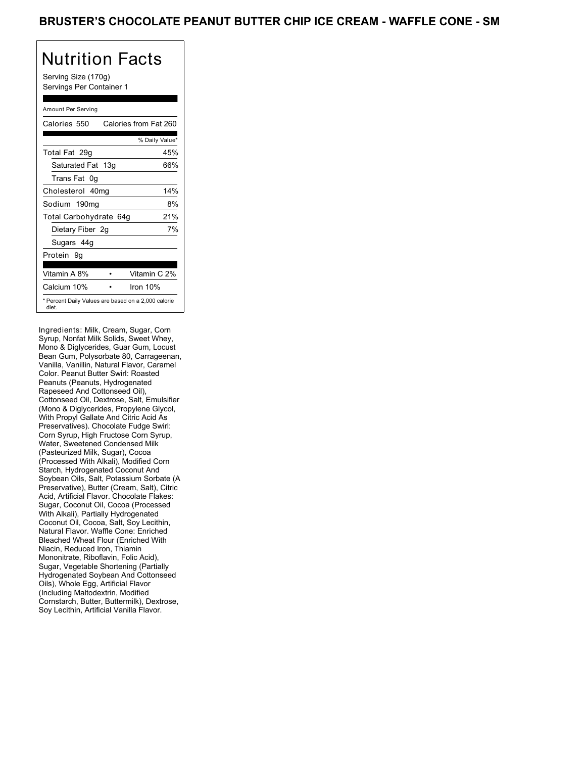# BRUSTER'S CHOCOLATE PEANUT BUTTER CHIP ICE CREAM - WAFFLE CONE - SM

## Nutrition Facts

Serving Size (170g)
Servings Per Container 1

Amount Per Serving

| Calories 550 | Calories from Fat 260 |
|---|---|
| | % Daily Value* |
| Total Fat 29g | 45% |
| Saturated Fat 13g | 66% |
| Trans Fat 0g | |
| Cholesterol 40mg | 14% |
| Sodium 190mg | 8% |
| Total Carbohydrate 64g | 21% |
| Dietary Fiber 2g | 7% |
| Sugars 44g | |
| Protein 9g | |

| | | |
|---|---|---|
| Vitamin A 8% | • | Vitamin C 2% |
| Calcium 10% | • | Iron 10% |

* Percent Daily Values are based on a 2,000 calorie diet.

Ingredients: Milk, Cream, Sugar, Corn Syrup, Nonfat Milk Solids, Sweet Whey, Mono & Diglycerides, Guar Gum, Locust Bean Gum, Polysorbate 80, Carrageenan, Vanilla, Vanillin, Natural Flavor, Caramel Color. Peanut Butter Swirl: Roasted Peanuts (Peanuts, Hydrogenated Rapeseed And Cottonseed Oil), Cottonseed Oil, Dextrose, Salt, Emulsifier (Mono & Diglycerides, Propylene Glycol, With Propyl Gallate And Citric Acid As Preservatives). Chocolate Fudge Swirl: Corn Syrup, High Fructose Corn Syrup, Water, Sweetened Condensed Milk (Pasteurized Milk, Sugar), Cocoa (Processed With Alkali), Modified Corn Starch, Hydrogenated Coconut And Soybean Oils, Salt, Potassium Sorbate (A Preservative), Butter (Cream, Salt), Citric Acid, Artificial Flavor. Chocolate Flakes: Sugar, Coconut Oil, Cocoa (Processed With Alkali), Partially Hydrogenated Coconut Oil, Cocoa, Salt, Soy Lecithin, Natural Flavor. Waffle Cone: Enriched Bleached Wheat Flour (Enriched With Niacin, Reduced Iron, Thiamin Mononitrate, Riboflavin, Folic Acid), Sugar, Vegetable Shortening (Partially Hydrogenated Soybean And Cottonseed Oils), Whole Egg, Artificial Flavor (Including Maltodextrin, Modified Cornstarch, Butter, Buttermilk), Dextrose, Soy Lecithin, Artificial Vanilla Flavor.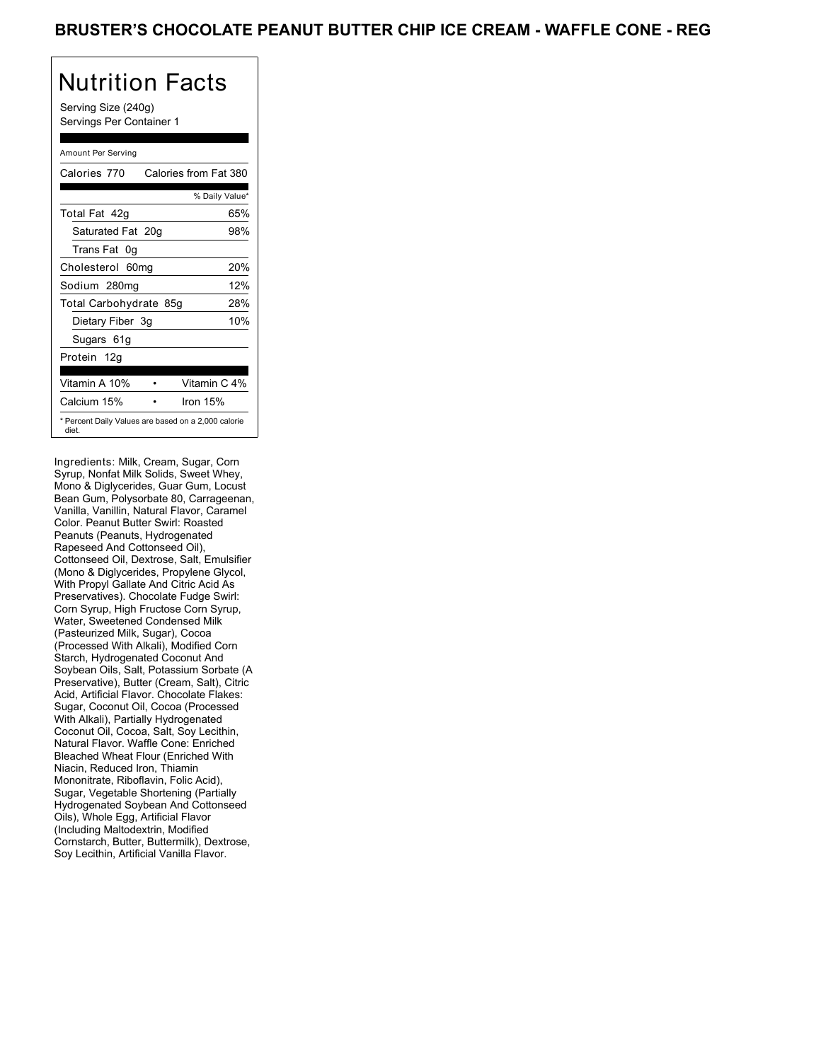# BRUSTER'S CHOCOLATE PEANUT BUTTER CHIP ICE CREAM - WAFFLE CONE - REG

## Nutrition Facts

Serving Size (240g)
Servings Per Container 1

Amount Per Serving

| Calories 770 | Calories from Fat 380 |
|---|---|
| | % Daily Value* |
| Total Fat 42g | 65% |
| Saturated Fat 20g | 98% |
| Trans Fat 0g | |
| Cholesterol 60mg | 20% |
| Sodium 280mg | 12% |
| Total Carbohydrate 85g | 28% |
| Dietary Fiber 3g | 10% |
| Sugars 61g | |
| Protein 12g | |
| Vitamin A 10% • | Vitamin C 4% |
| Calcium 15% • | Iron 15% |

* Percent Daily Values are based on a 2,000 calorie diet.

Ingredients: Milk, Cream, Sugar, Corn Syrup, Nonfat Milk Solids, Sweet Whey, Mono & Diglycerides, Guar Gum, Locust Bean Gum, Polysorbate 80, Carrageenan, Vanilla, Vanillin, Natural Flavor, Caramel Color. Peanut Butter Swirl: Roasted Peanuts (Peanuts, Hydrogenated Rapeseed And Cottonseed Oil), Cottonseed Oil, Dextrose, Salt, Emulsifier (Mono & Diglycerides, Propylene Glycol, With Propyl Gallate And Citric Acid As Preservatives). Chocolate Fudge Swirl: Corn Syrup, High Fructose Corn Syrup, Water, Sweetened Condensed Milk (Pasteurized Milk, Sugar), Cocoa (Processed With Alkali), Modified Corn Starch, Hydrogenated Coconut And Soybean Oils, Salt, Potassium Sorbate (A Preservative), Butter (Cream, Salt), Citric Acid, Artificial Flavor. Chocolate Flakes: Sugar, Coconut Oil, Cocoa (Processed With Alkali), Partially Hydrogenated Coconut Oil, Cocoa, Salt, Soy Lecithin, Natural Flavor. Waffle Cone: Enriched Bleached Wheat Flour (Enriched With Niacin, Reduced Iron, Thiamin Mononitrate, Riboflavin, Folic Acid), Sugar, Vegetable Shortening (Partially Hydrogenated Soybean And Cottonseed Oils), Whole Egg, Artificial Flavor (Including Maltodextrin, Modified Cornstarch, Butter, Buttermilk), Dextrose, Soy Lecithin, Artificial Vanilla Flavor.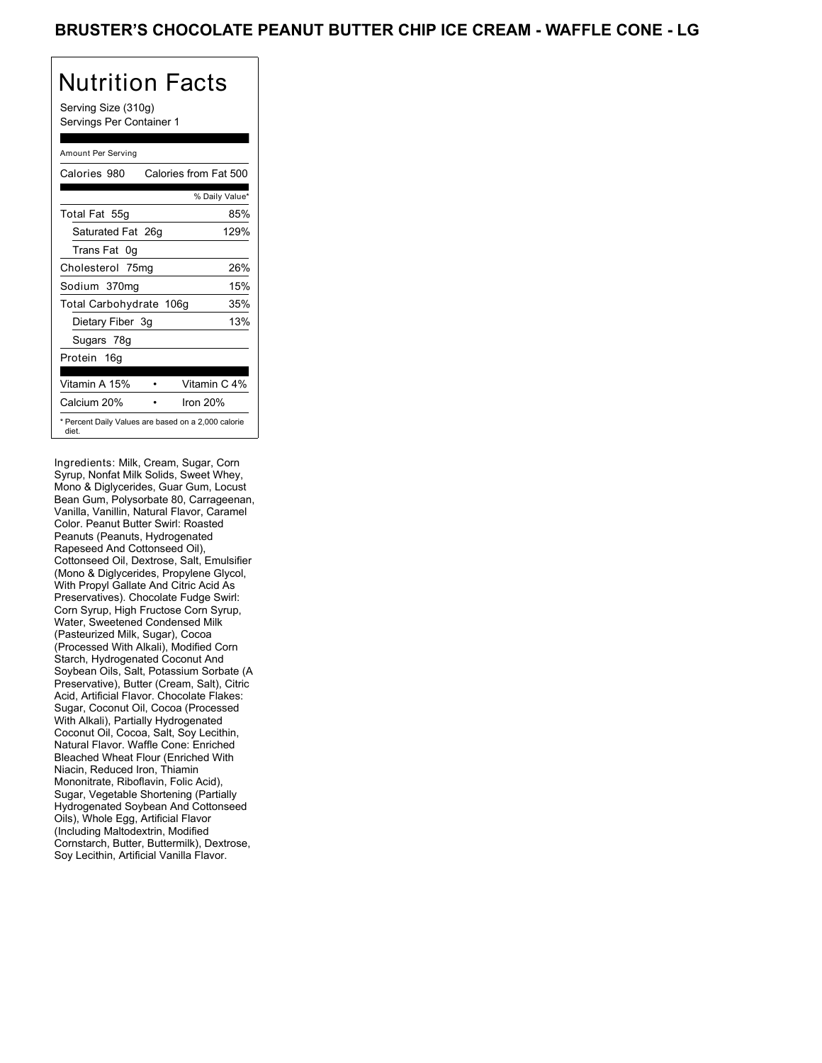# BRUSTER'S CHOCOLATE PEANUT BUTTER CHIP ICE CREAM - WAFFLE CONE - LG

## Nutrition Facts

Serving Size (310g)
Servings Per Container 1

| Amount Per Serving | |
|---|---|
| Calories 980 | Calories from Fat 500 |
| | % Daily Value* |
| Total Fat 55g | 85% |
| Saturated Fat 26g | 129% |
| Trans Fat 0g | |
| Cholesterol 75mg | 26% |
| Sodium 370mg | 15% |
| Total Carbohydrate 106g | 35% |
| Dietary Fiber 3g | 13% |
| Sugars 78g | |
| Protein 16g | |
| Vitamin A 15% | Vitamin C 4% |
| Calcium 20% | Iron 20% |

* Percent Daily Values are based on a 2,000 calorie diet.

Ingredients: Milk, Cream, Sugar, Corn Syrup, Nonfat Milk Solids, Sweet Whey, Mono & Diglycerides, Guar Gum, Locust Bean Gum, Polysorbate 80, Carrageenan, Vanilla, Vanillin, Natural Flavor, Caramel Color. Peanut Butter Swirl: Roasted Peanuts (Peanuts, Hydrogenated Rapeseed And Cottonseed Oil), Cottonseed Oil, Dextrose, Salt, Emulsifier (Mono & Diglycerides, Propylene Glycol, With Propyl Gallate And Citric Acid As Preservatives). Chocolate Fudge Swirl: Corn Syrup, High Fructose Corn Syrup, Water, Sweetened Condensed Milk (Pasteurized Milk, Sugar), Cocoa (Processed With Alkali), Modified Corn Starch, Hydrogenated Coconut And Soybean Oils, Salt, Potassium Sorbate (A Preservative), Butter (Cream, Salt), Citric Acid, Artificial Flavor. Chocolate Flakes: Sugar, Coconut Oil, Cocoa (Processed With Alkali), Partially Hydrogenated Coconut Oil, Cocoa, Salt, Soy Lecithin, Natural Flavor. Waffle Cone: Enriched Bleached Wheat Flour (Enriched With Niacin, Reduced Iron, Thiamin Mononitrate, Riboflavin, Folic Acid), Sugar, Vegetable Shortening (Partially Hydrogenated Soybean And Cottonseed Oils), Whole Egg, Artificial Flavor (Including Maltodextrin, Modified Cornstarch, Butter, Buttermilk), Dextrose, Soy Lecithin, Artificial Vanilla Flavor.